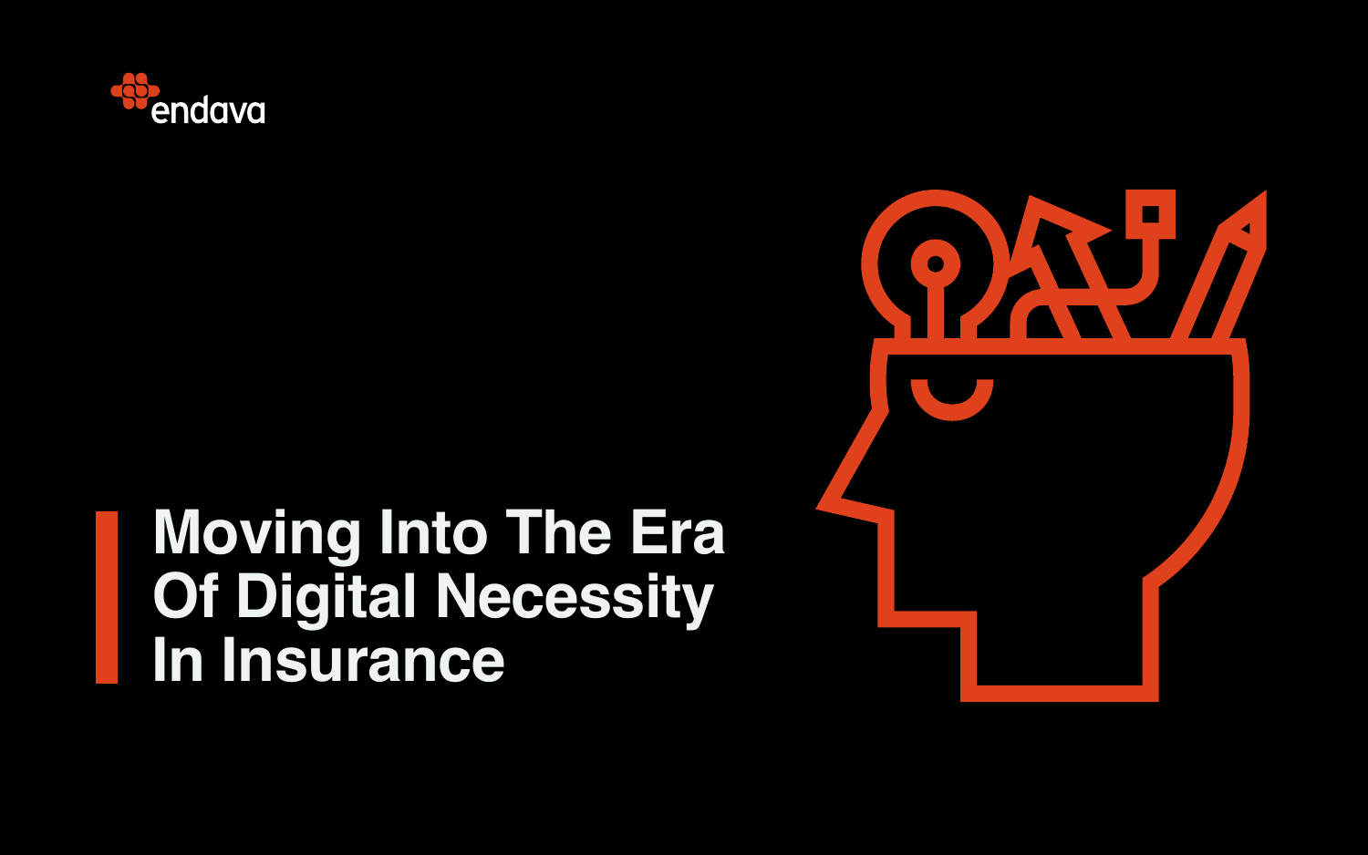endava

# Moving Into The Era Of Digital Necessity In Insurance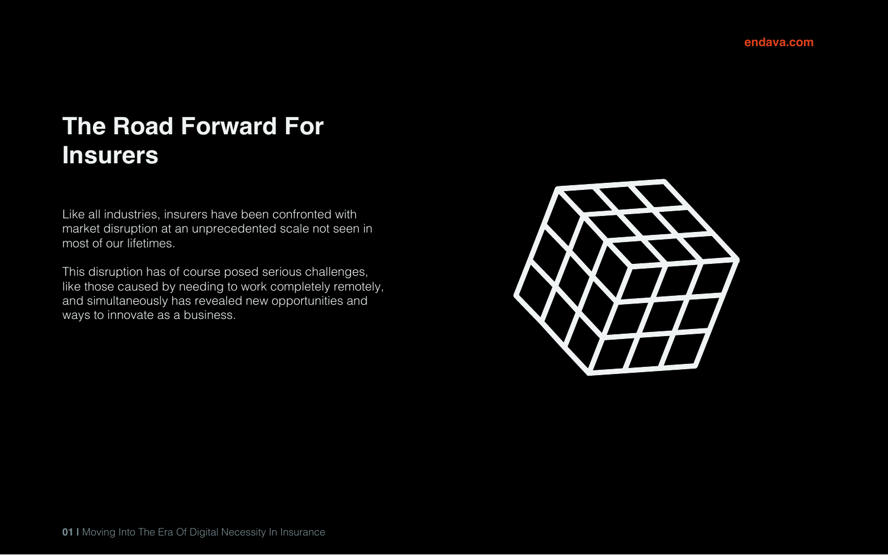# The Road Forward For Insurers

Like all industries, insurers have been confronted with market disruption at an unprecedented scale not seen in most of our lifetimes.

This disruption has of course posed serious challenges, like those caused by needing to work completely remotely, and simultaneously has revealed new opportunities and ways to innovate as a business.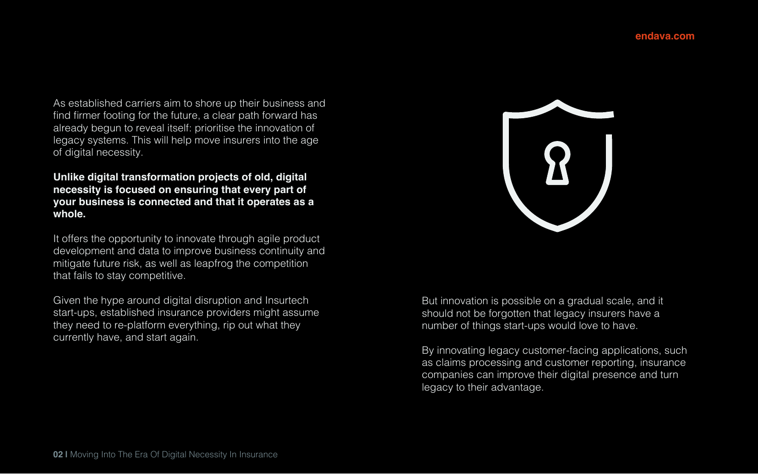As established carriers aim to shore up their business and find firmer footing for the future, a clear path forward has already begun to reveal itself: prioritise the innovation of legacy systems. This will help move insurers into the age of digital necessity.

**Unlike digital transformation projects of old, digital necessity is focused on ensuring that every part of your business is connected and that it operates as a whole.**

It offers the opportunity to innovate through agile product development and data to improve business continuity and mitigate future risk, as well as leapfrog the competition that fails to stay competitive.

Given the hype around digital disruption and Insurtech start-ups, established insurance providers might assume they need to re-platform everything, rip out what they currently have, and start again.

But innovation is possible on a gradual scale, and it should not be forgotten that legacy insurers have a number of things start-ups would love to have.

By innovating legacy customer-facing applications, such as claims processing and customer reporting, insurance companies can improve their digital presence and turn legacy to their advantage.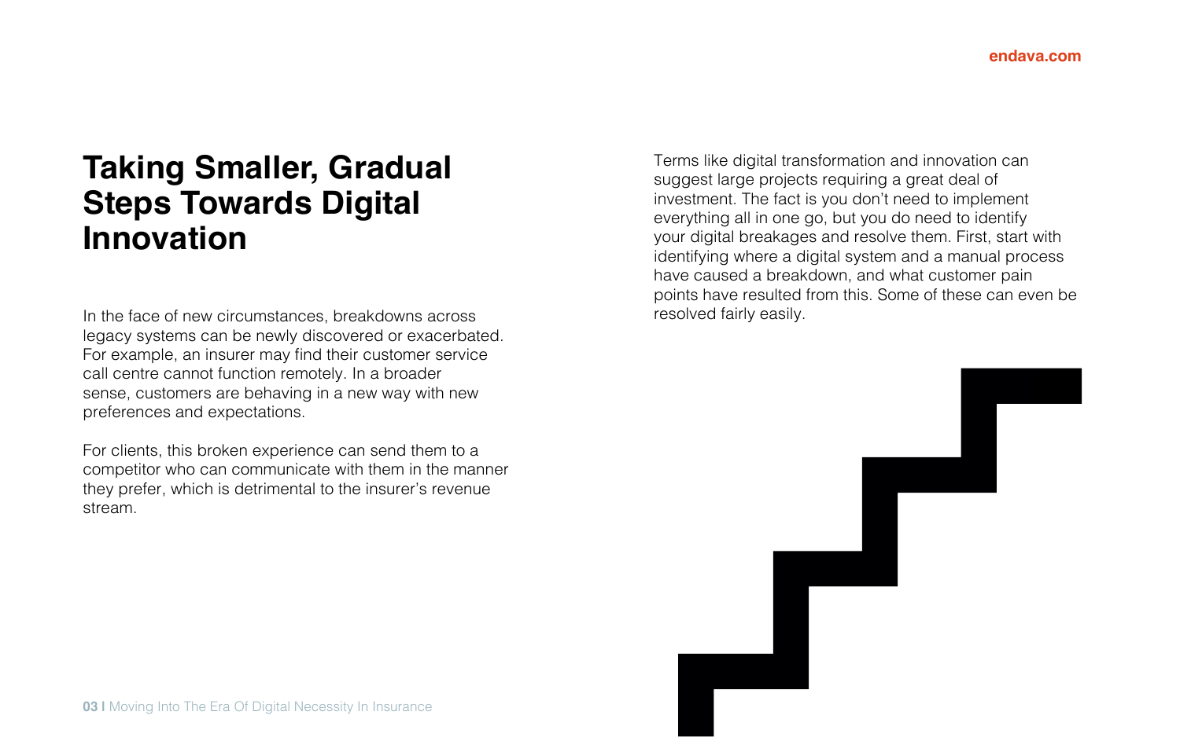# Taking Smaller, Gradual Steps Towards Digital Innovation

In the face of new circumstances, breakdowns across legacy systems can be newly discovered or exacerbated. For example, an insurer may find their customer service call centre cannot function remotely. In a broader sense, customers are behaving in a new way with new preferences and expectations.

For clients, this broken experience can send them to a competitor who can communicate with them in the manner they prefer, which is detrimental to the insurer's revenue stream.

Terms like digital transformation and innovation can suggest large projects requiring a great deal of investment. The fact is you don't need to implement everything all in one go, but you do need to identify your digital breakages and resolve them. First, start with identifying where a digital system and a manual process have caused a breakdown, and what customer pain points have resulted from this. Some of these can even be resolved fairly easily.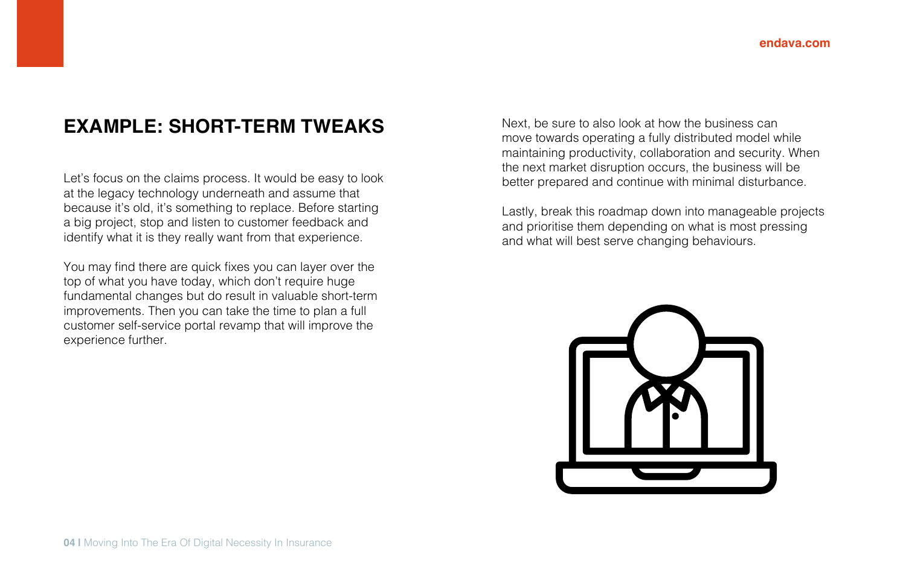## EXAMPLE: SHORT-TERM TWEAKS

Let's focus on the claims process. It would be easy to look at the legacy technology underneath and assume that because it's old, it's something to replace. Before starting a big project, stop and listen to customer feedback and identify what it is they really want from that experience.

You may find there are quick fixes you can layer over the top of what you have today, which don't require huge fundamental changes but do result in valuable short-term improvements. Then you can take the time to plan a full customer self-service portal revamp that will improve the experience further.

Next, be sure to also look at how the business can move towards operating a fully distributed model while maintaining productivity, collaboration and security. When the next market disruption occurs, the business will be better prepared and continue with minimal disturbance.

Lastly, break this roadmap down into manageable projects and prioritise them depending on what is most pressing and what will best serve changing behaviours.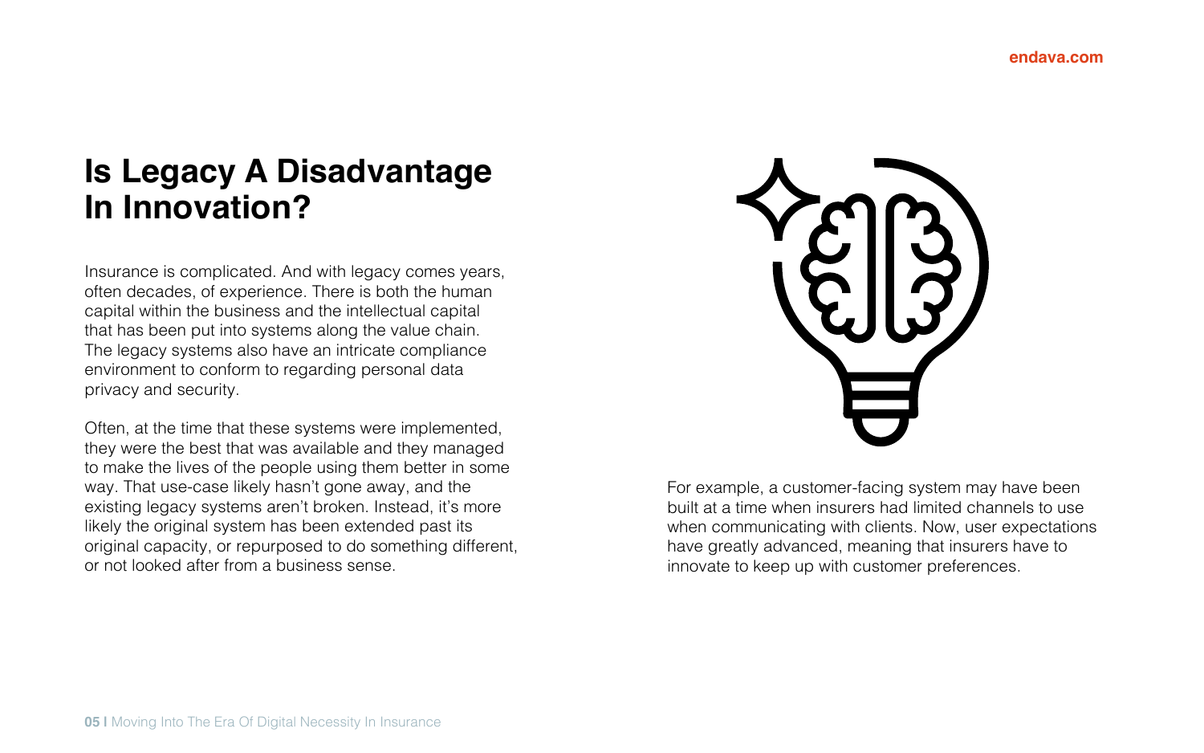# Is Legacy A Disadvantage In Innovation?

Insurance is complicated. And with legacy comes years, often decades, of experience. There is both the human capital within the business and the intellectual capital that has been put into systems along the value chain. The legacy systems also have an intricate compliance environment to conform to regarding personal data privacy and security.

Often, at the time that these systems were implemented, they were the best that was available and they managed to make the lives of the people using them better in some way. That use-case likely hasn't gone away, and the existing legacy systems aren't broken. Instead, it's more likely the original system has been extended past its original capacity, or repurposed to do something different, or not looked after from a business sense.

For example, a customer-facing system may have been built at a time when insurers had limited channels to use when communicating with clients. Now, user expectations have greatly advanced, meaning that insurers have to innovate to keep up with customer preferences.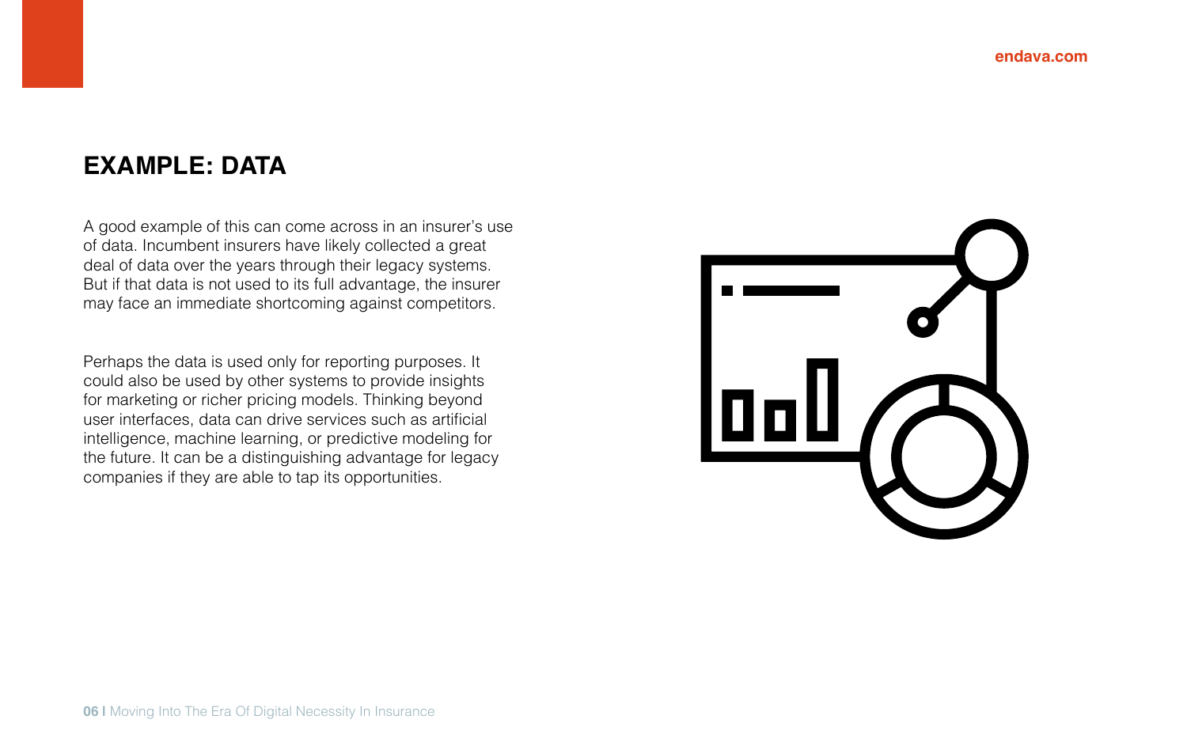## EXAMPLE: DATA

A good example of this can come across in an insurer's use of data. Incumbent insurers have likely collected a great deal of data over the years through their legacy systems. But if that data is not used to its full advantage, the insurer may face an immediate shortcoming against competitors.

Perhaps the data is used only for reporting purposes. It could also be used by other systems to provide insights for marketing or richer pricing models. Thinking beyond user interfaces, data can drive services such as artificial intelligence, machine learning, or predictive modeling for the future. It can be a distinguishing advantage for legacy companies if they are able to tap its opportunities.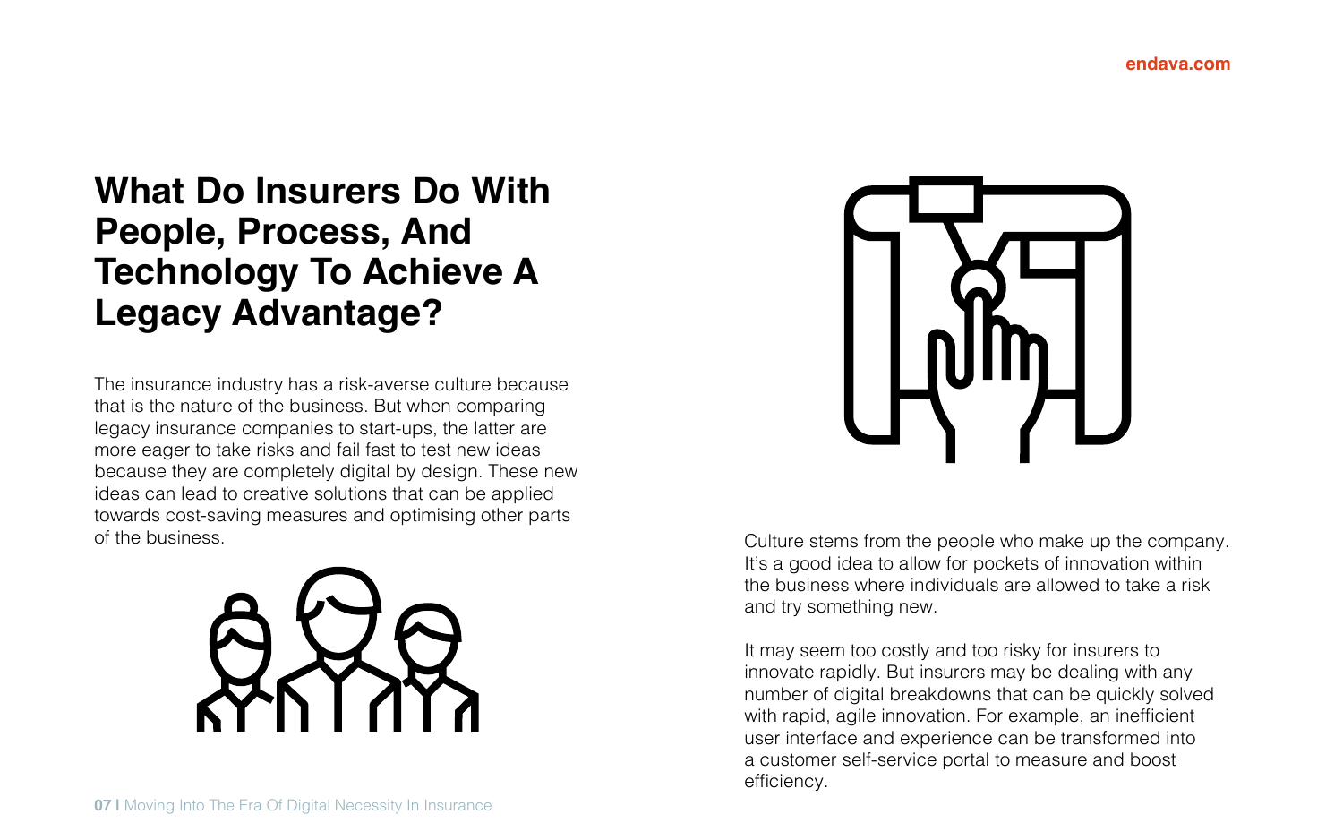# What Do Insurers Do With People, Process, And Technology To Achieve A Legacy Advantage?

The insurance industry has a risk-averse culture because that is the nature of the business. But when comparing legacy insurance companies to start-ups, the latter are more eager to take risks and fail fast to test new ideas because they are completely digital by design. These new ideas can lead to creative solutions that can be applied towards cost-saving measures and optimising other parts of the business.

Culture stems from the people who make up the company. It's a good idea to allow for pockets of innovation within the business where individuals are allowed to take a risk and try something new.

It may seem too costly and too risky for insurers to innovate rapidly. But insurers may be dealing with any number of digital breakdowns that can be quickly solved with rapid, agile innovation. For example, an inefficient user interface and experience can be transformed into a customer self-service portal to measure and boost efficiency.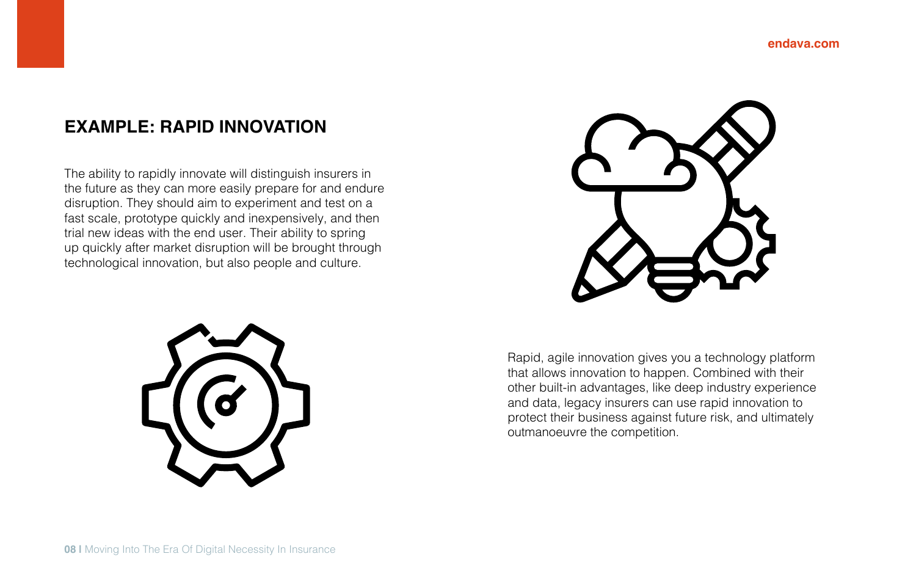## EXAMPLE: RAPID INNOVATION

The ability to rapidly innovate will distinguish insurers in the future as they can more easily prepare for and endure disruption. They should aim to experiment and test on a fast scale, prototype quickly and inexpensively, and then trial new ideas with the end user. Their ability to spring up quickly after market disruption will be brought through technological innovation, but also people and culture.

Rapid, agile innovation gives you a technology platform that allows innovation to happen. Combined with their other built-in advantages, like deep industry experience and data, legacy insurers can use rapid innovation to protect their business against future risk, and ultimately outmanoeuvre the competition.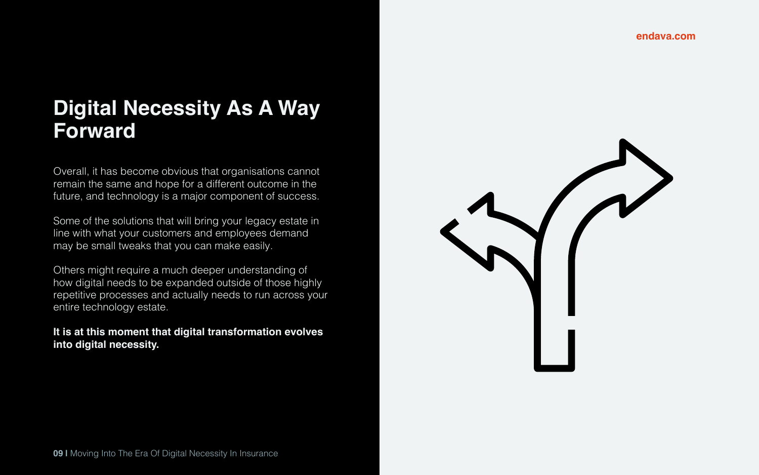# Digital Necessity As A Way Forward

Overall, it has become obvious that organisations cannot remain the same and hope for a different outcome in the future, and technology is a major component of success.

Some of the solutions that will bring your legacy estate in line with what your customers and employees demand may be small tweaks that you can make easily.

Others might require a much deeper understanding of how digital needs to be expanded outside of those highly repetitive processes and actually needs to run across your entire technology estate.

**It is at this moment that digital transformation evolves into digital necessity.**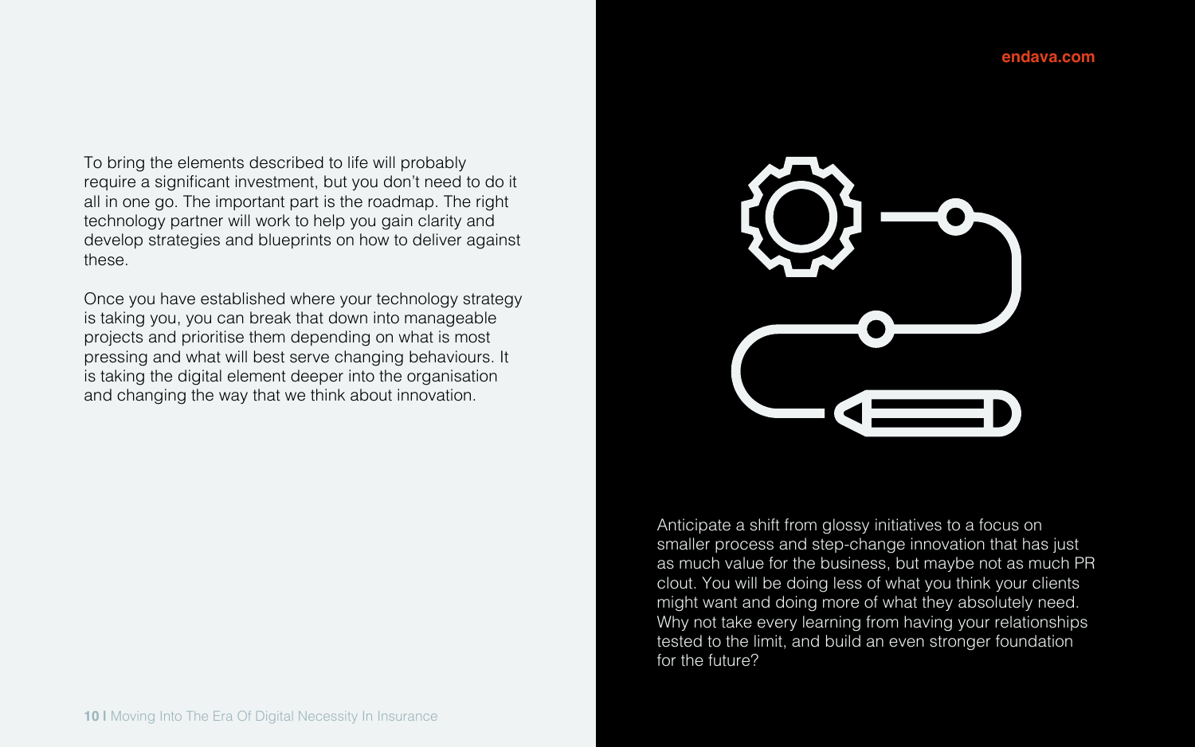To bring the elements described to life will probably require a significant investment, but you don't need to do it all in one go. The important part is the roadmap. The right technology partner will work to help you gain clarity and develop strategies and blueprints on how to deliver against these.

Once you have established where your technology strategy is taking you, you can break that down into manageable projects and prioritise them depending on what is most pressing and what will best serve changing behaviours. It is taking the digital element deeper into the organisation and changing the way that we think about innovation.

Anticipate a shift from glossy initiatives to a focus on smaller process and step-change innovation that has just as much value for the business, but maybe not as much PR clout. You will be doing less of what you think your clients might want and doing more of what they absolutely need. Why not take every learning from having your relationships tested to the limit, and build an even stronger foundation for the future?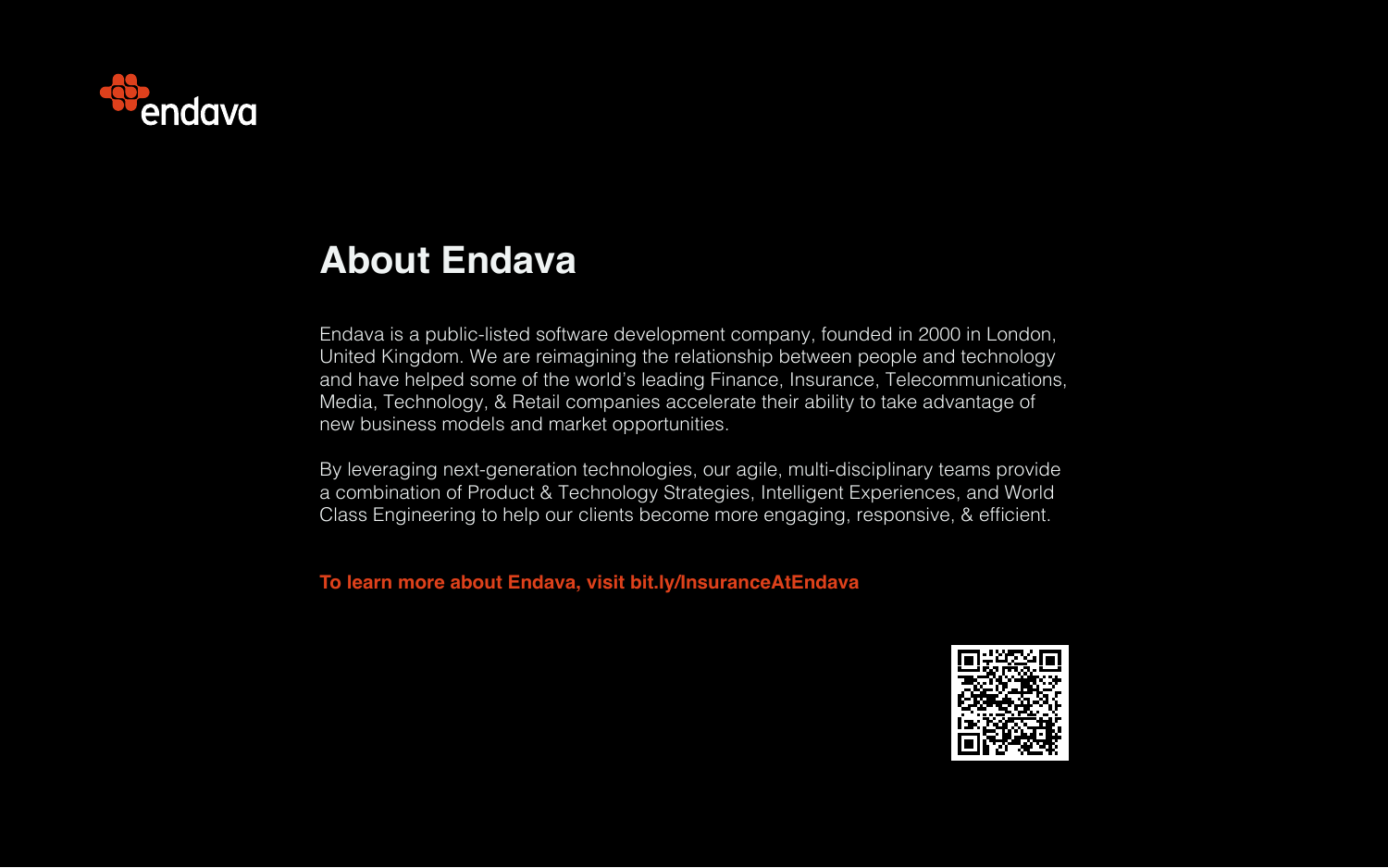endava

# About Endava

Endava is a public-listed software development company, founded in 2000 in London, United Kingdom. We are reimagining the relationship between people and technology and have helped some of the world's leading Finance, Insurance, Telecommunications, Media, Technology, & Retail companies accelerate their ability to take advantage of new business models and market opportunities.

By leveraging next-generation technologies, our agile, multi-disciplinary teams provide a combination of Product & Technology Strategies, Intelligent Experiences, and World Class Engineering to help our clients become more engaging, responsive, & efficient.

**To learn more about Endava, visit bit.ly/InsuranceAtEndava**